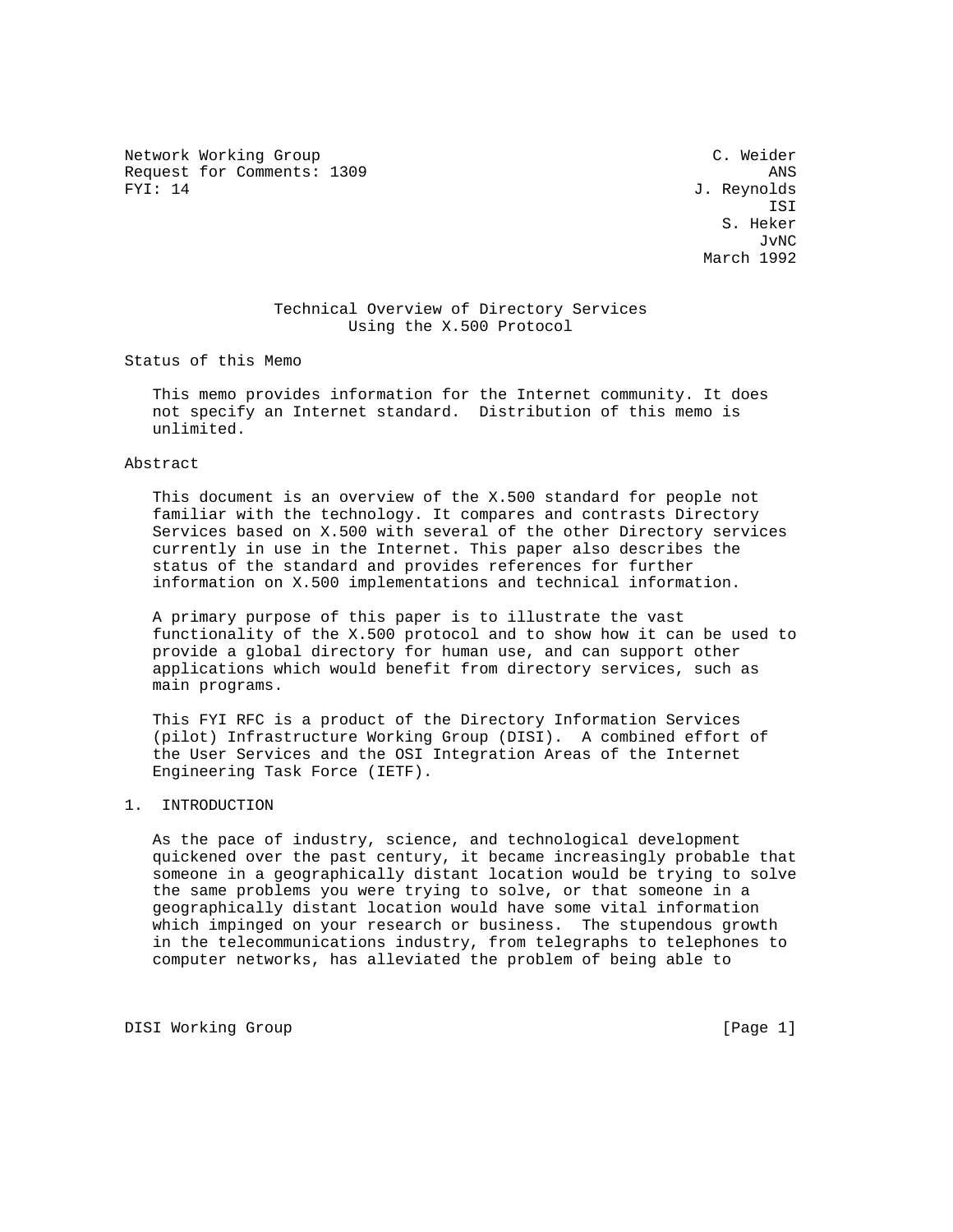Network Working Group C. Weider
Request for Comments: 1309 ANS
FYI: 14 J. Reynolds
ISI
S. Heker
JvNC
March 1992

# Technical Overview of Directory Services Using the X.500 Protocol

## Status of this Memo

This memo provides information for the Internet community. It does not specify an Internet standard. Distribution of this memo is unlimited.

## Abstract

This document is an overview of the X.500 standard for people not familiar with the technology. It compares and contrasts Directory Services based on X.500 with several of the other Directory services currently in use in the Internet. This paper also describes the status of the standard and provides references for further information on X.500 implementations and technical information.

A primary purpose of this paper is to illustrate the vast functionality of the X.500 protocol and to show how it can be used to provide a global directory for human use, and can support other applications which would benefit from directory services, such as main programs.

This FYI RFC is a product of the Directory Information Services (pilot) Infrastructure Working Group (DISI). A combined effort of the User Services and the OSI Integration Areas of the Internet Engineering Task Force (IETF).

## 1. INTRODUCTION

As the pace of industry, science, and technological development quickened over the past century, it became increasingly probable that someone in a geographically distant location would be trying to solve the same problems you were trying to solve, or that someone in a geographically distant location would have some vital information which impinged on your research or business. The stupendous growth in the telecommunications industry, from telegraphs to telephones to computer networks, has alleviated the problem of being able to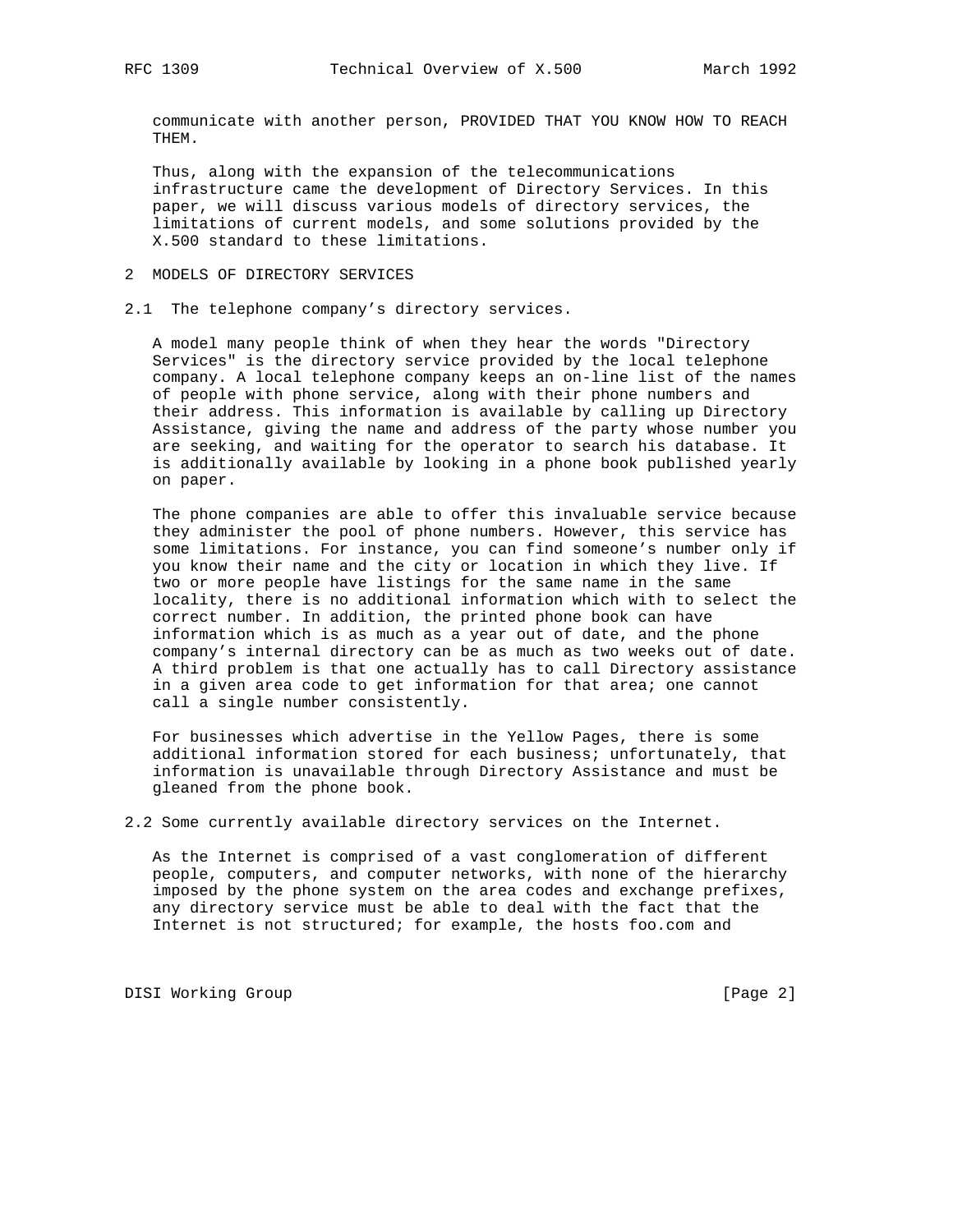communicate with another person, PROVIDED THAT YOU KNOW HOW TO REACH THEM.

Thus, along with the expansion of the telecommunications infrastructure came the development of Directory Services. In this paper, we will discuss various models of directory services, the limitations of current models, and some solutions provided by the X.500 standard to these limitations.

## 2 MODELS OF DIRECTORY SERVICES

### 2.1 The telephone company's directory services.

A model many people think of when they hear the words "Directory Services" is the directory service provided by the local telephone company. A local telephone company keeps an on-line list of the names of people with phone service, along with their phone numbers and their address. This information is available by calling up Directory Assistance, giving the name and address of the party whose number you are seeking, and waiting for the operator to search his database. It is additionally available by looking in a phone book published yearly on paper.

The phone companies are able to offer this invaluable service because they administer the pool of phone numbers. However, this service has some limitations. For instance, you can find someone's number only if you know their name and the city or location in which they live. If two or more people have listings for the same name in the same locality, there is no additional information which with to select the correct number. In addition, the printed phone book can have information which is as much as a year out of date, and the phone company's internal directory can be as much as two weeks out of date. A third problem is that one actually has to call Directory assistance in a given area code to get information for that area; one cannot call a single number consistently.

For businesses which advertise in the Yellow Pages, there is some additional information stored for each business; unfortunately, that information is unavailable through Directory Assistance and must be gleaned from the phone book.

### 2.2 Some currently available directory services on the Internet.

As the Internet is comprised of a vast conglomeration of different people, computers, and computer networks, with none of the hierarchy imposed by the phone system on the area codes and exchange prefixes, any directory service must be able to deal with the fact that the Internet is not structured; for example, the hosts foo.com and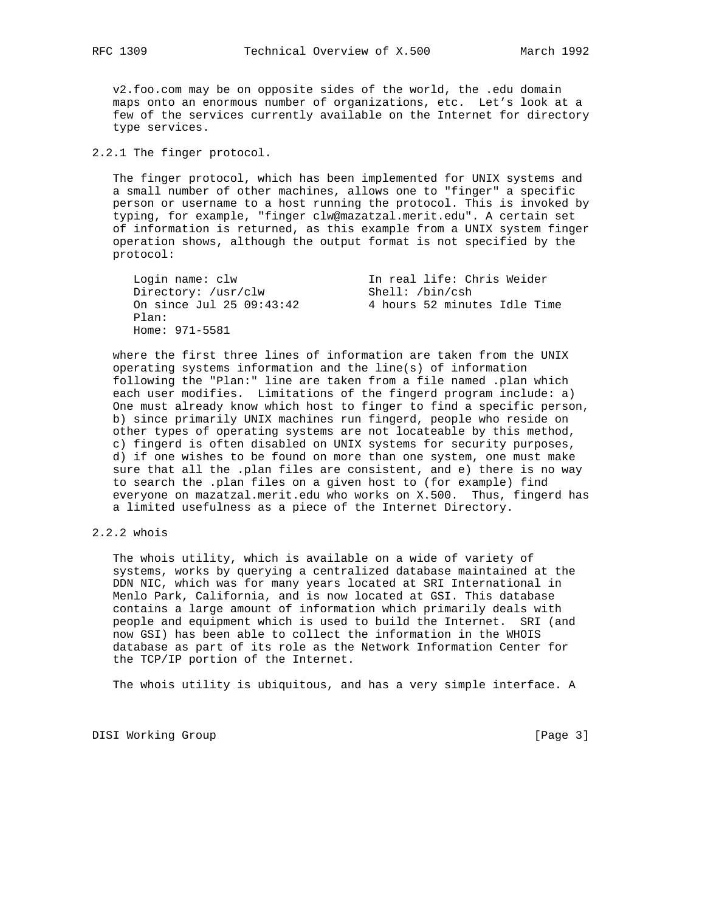v2.foo.com may be on opposite sides of the world, the .edu domain maps onto an enormous number of organizations, etc. Let's look at a few of the services currently available on the Internet for directory type services.

### 2.2.1 The finger protocol.

The finger protocol, which has been implemented for UNIX systems and a small number of other machines, allows one to "finger" a specific person or username to a host running the protocol. This is invoked by typing, for example, "finger clw@mazatzal.merit.edu". A certain set of information is returned, as this example from a UNIX system finger operation shows, although the output format is not specified by the protocol:

```
Login name: clw                  In real life: Chris Weider
Directory: /usr/clw              Shell: /bin/csh
On since Jul 25 09:43:42         4 hours 52 minutes Idle Time
Plan:
Home: 971-5581
```

where the first three lines of information are taken from the UNIX operating systems information and the line(s) of information following the "Plan:" line are taken from a file named .plan which each user modifies. Limitations of the fingerd program include: a) One must already know which host to finger to find a specific person, b) since primarily UNIX machines run fingerd, people who reside on other types of operating systems are not locateable by this method, c) fingerd is often disabled on UNIX systems for security purposes, d) if one wishes to be found on more than one system, one must make sure that all the .plan files are consistent, and e) there is no way to search the .plan files on a given host to (for example) find everyone on mazatzal.merit.edu who works on X.500. Thus, fingerd has a limited usefulness as a piece of the Internet Directory.

### 2.2.2 whois

The whois utility, which is available on a wide of variety of systems, works by querying a centralized database maintained at the DDN NIC, which was for many years located at SRI International in Menlo Park, California, and is now located at GSI. This database contains a large amount of information which primarily deals with people and equipment which is used to build the Internet. SRI (and now GSI) has been able to collect the information in the WHOIS database as part of its role as the Network Information Center for the TCP/IP portion of the Internet.

The whois utility is ubiquitous, and has a very simple interface. A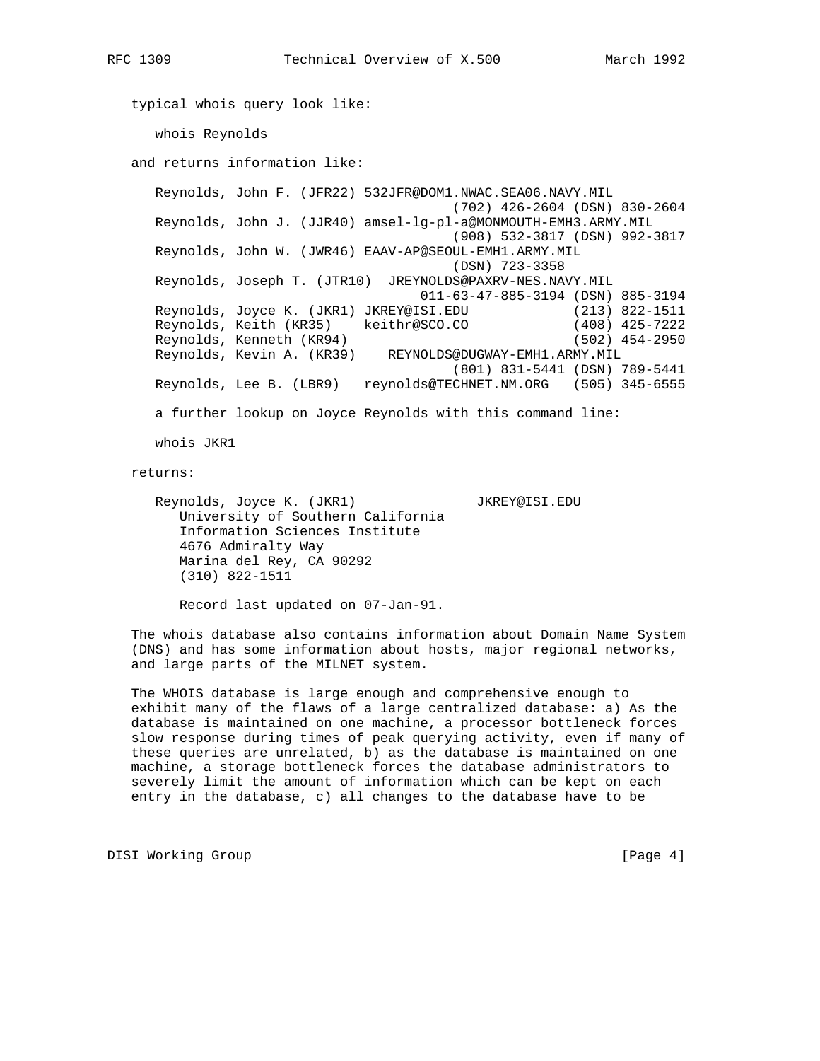typical whois query look like:

```
whois Reynolds
```

and returns information like:

```
Reynolds, John F. (JFR22) 532JFR@DOM1.NWAC.SEA06.NAVY.MIL
                                   (702) 426-2604 (DSN) 830-2604
Reynolds, John J. (JJR40) amsel-lg-pl-a@MONMOUTH-EMH3.ARMY.MIL
                                   (908) 532-3817 (DSN) 992-3817
Reynolds, John W. (JWR46) EAAV-AP@SEOUL-EMH1.ARMY.MIL
                                   (DSN) 723-3358
Reynolds, Joseph T. (JTR10)  JREYNOLDS@PAXRV-NES.NAVY.MIL
                              011-63-47-885-3194 (DSN) 885-3194
Reynolds, Joyce K. (JKR1) JKREY@ISI.EDU             (213) 822-1511
Reynolds, Keith (KR35)    keithr@SCO.CO             (408) 425-7222
Reynolds, Kenneth (KR94)                            (502) 454-2950
Reynolds, Kevin A. (KR39)    REYNOLDS@DUGWAY-EMH1.ARMY.MIL
                                   (801) 831-5441 (DSN) 789-5441
Reynolds, Lee B. (LBR9)   reynolds@TECHNET.NM.ORG   (505) 345-6555
```

a further lookup on Joyce Reynolds with this command line:

```
whois JKR1
```

returns:

```
Reynolds, Joyce K. (JKR1)              JKREY@ISI.EDU
   University of Southern California
   Information Sciences Institute
   4676 Admiralty Way
   Marina del Rey, CA 90292
   (310) 822-1511

   Record last updated on 07-Jan-91.
```

The whois database also contains information about Domain Name System (DNS) and has some information about hosts, major regional networks, and large parts of the MILNET system.

The WHOIS database is large enough and comprehensive enough to exhibit many of the flaws of a large centralized database: a) As the database is maintained on one machine, a processor bottleneck forces slow response during times of peak querying activity, even if many of these queries are unrelated, b) as the database is maintained on one machine, a storage bottleneck forces the database administrators to severely limit the amount of information which can be kept on each entry in the database, c) all changes to the database have to be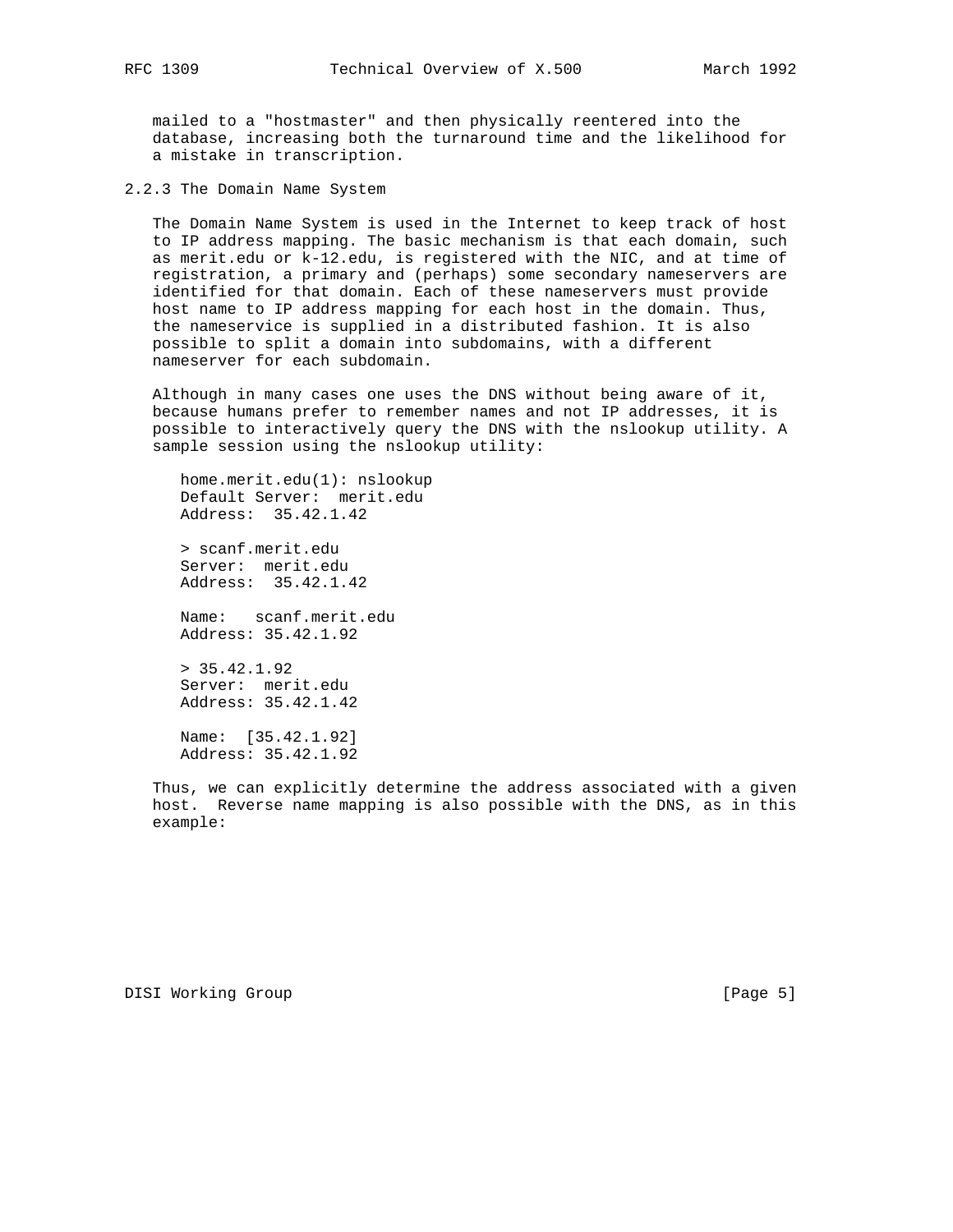mailed to a "hostmaster" and then physically reentered into the database, increasing both the turnaround time and the likelihood for a mistake in transcription.

### 2.2.3 The Domain Name System

The Domain Name System is used in the Internet to keep track of host to IP address mapping. The basic mechanism is that each domain, such as merit.edu or k-12.edu, is registered with the NIC, and at time of registration, a primary and (perhaps) some secondary nameservers are identified for that domain. Each of these nameservers must provide host name to IP address mapping for each host in the domain. Thus, the nameservice is supplied in a distributed fashion. It is also possible to split a domain into subdomains, with a different nameserver for each subdomain.

Although in many cases one uses the DNS without being aware of it, because humans prefer to remember names and not IP addresses, it is possible to interactively query the DNS with the nslookup utility. A sample session using the nslookup utility:

```
home.merit.edu(1): nslookup
Default Server:  merit.edu
Address:  35.42.1.42

> scanf.merit.edu
Server:  merit.edu
Address:  35.42.1.42

Name:   scanf.merit.edu
Address: 35.42.1.92

> 35.42.1.92
Server:  merit.edu
Address: 35.42.1.42

Name:  [35.42.1.92]
Address: 35.42.1.92
```

Thus, we can explicitly determine the address associated with a given host.  Reverse name mapping is also possible with the DNS, as in this example: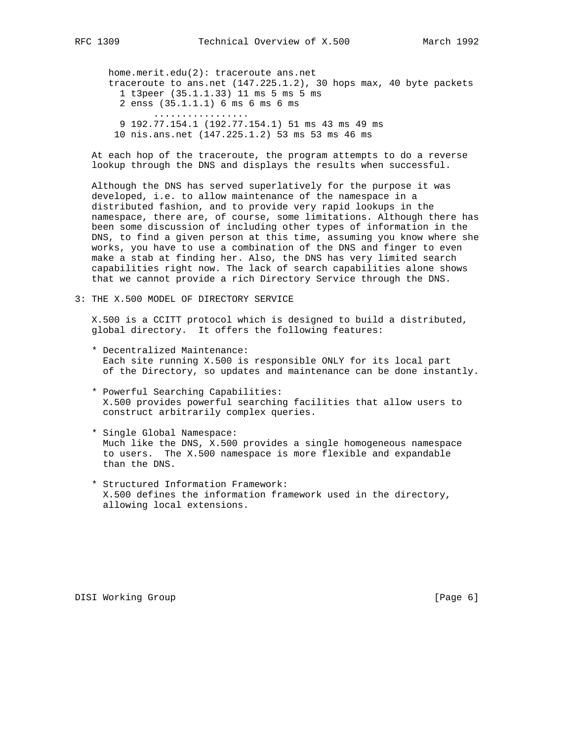```
home.merit.edu(2): traceroute ans.net
traceroute to ans.net (147.225.1.2), 30 hops max, 40 byte packets
  1 t3peer (35.1.1.33) 11 ms 5 ms 5 ms
  2 enss (35.1.1.1) 6 ms 6 ms 6 ms
       .................
  9 192.77.154.1 (192.77.154.1) 51 ms 43 ms 49 ms
 10 nis.ans.net (147.225.1.2) 53 ms 53 ms 46 ms
```

At each hop of the traceroute, the program attempts to do a reverse lookup through the DNS and displays the results when successful.

Although the DNS has served superlatively for the purpose it was developed, i.e. to allow maintenance of the namespace in a distributed fashion, and to provide very rapid lookups in the namespace, there are, of course, some limitations. Although there has been some discussion of including other types of information in the DNS, to find a given person at this time, assuming you know where she works, you have to use a combination of the DNS and finger to even make a stab at finding her. Also, the DNS has very limited search capabilities right now. The lack of search capabilities alone shows that we cannot provide a rich Directory Service through the DNS.

## 3: THE X.500 MODEL OF DIRECTORY SERVICE

X.500 is a CCITT protocol which is designed to build a distributed, global directory. It offers the following features:

* Decentralized Maintenance:
  Each site running X.500 is responsible ONLY for its local part of the Directory, so updates and maintenance can be done instantly.

* Powerful Searching Capabilities:
  X.500 provides powerful searching facilities that allow users to construct arbitrarily complex queries.

* Single Global Namespace:
  Much like the DNS, X.500 provides a single homogeneous namespace to users. The X.500 namespace is more flexible and expandable than the DNS.

* Structured Information Framework:
  X.500 defines the information framework used in the directory, allowing local extensions.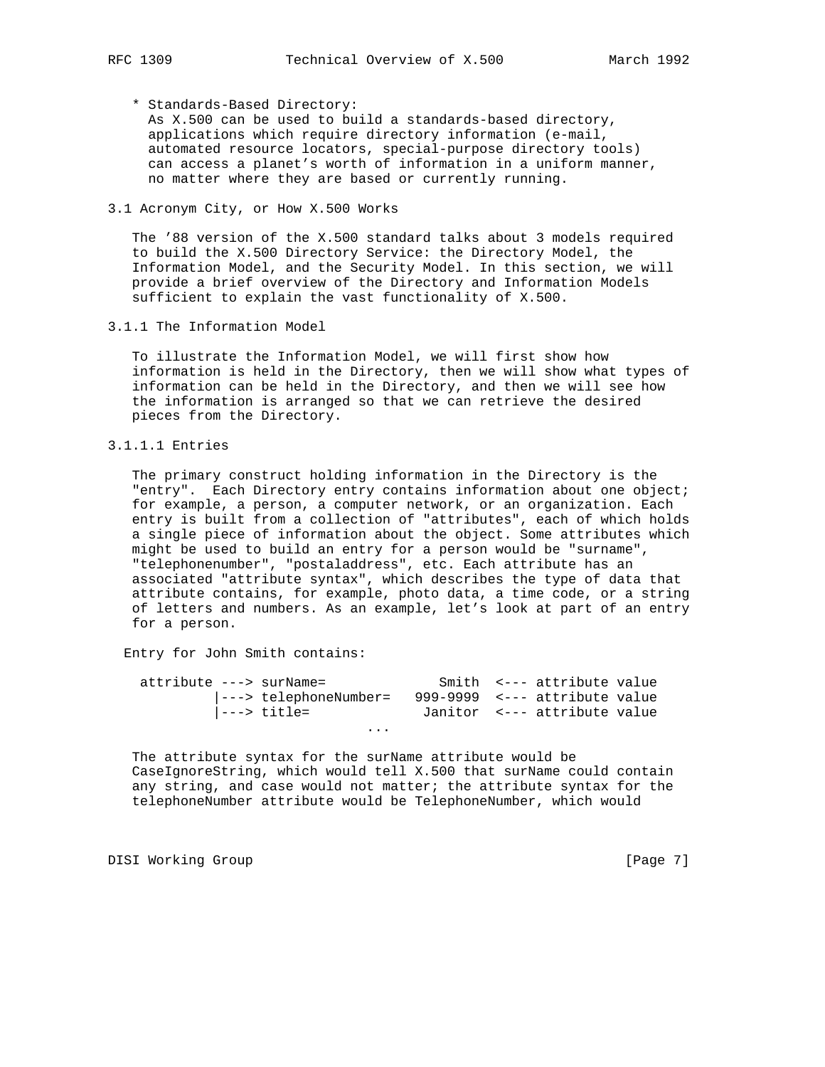* Standards-Based Directory:
  As X.500 can be used to build a standards-based directory, applications which require directory information (e-mail, automated resource locators, special-purpose directory tools) can access a planet's worth of information in a uniform manner, no matter where they are based or currently running.

### 3.1 Acronym City, or How X.500 Works

The '88 version of the X.500 standard talks about 3 models required to build the X.500 Directory Service: the Directory Model, the Information Model, and the Security Model. In this section, we will provide a brief overview of the Directory and Information Models sufficient to explain the vast functionality of X.500.

#### 3.1.1 The Information Model

To illustrate the Information Model, we will first show how information is held in the Directory, then we will show what types of information can be held in the Directory, and then we will see how the information is arranged so that we can retrieve the desired pieces from the Directory.

##### 3.1.1.1 Entries

The primary construct holding information in the Directory is the "entry". Each Directory entry contains information about one object; for example, a person, a computer network, or an organization. Each entry is built from a collection of "attributes", each of which holds a single piece of information about the object. Some attributes which might be used to build an entry for a person would be "surname", "telephonenumber", "postaladdress", etc. Each attribute has an associated "attribute syntax", which describes the type of data that attribute contains, for example, photo data, a time code, or a string of letters and numbers. As an example, let's look at part of an entry for a person.

Entry for John Smith contains:

```
 attribute ---> surName=             Smith  <--- attribute value
          |---> telephoneNumber=  999-9999  <--- attribute value
          |---> title=             Janitor  <--- attribute value
                             ...
```

The attribute syntax for the surName attribute would be CaseIgnoreString, which would tell X.500 that surName could contain any string, and case would not matter; the attribute syntax for the telephoneNumber attribute would be TelephoneNumber, which would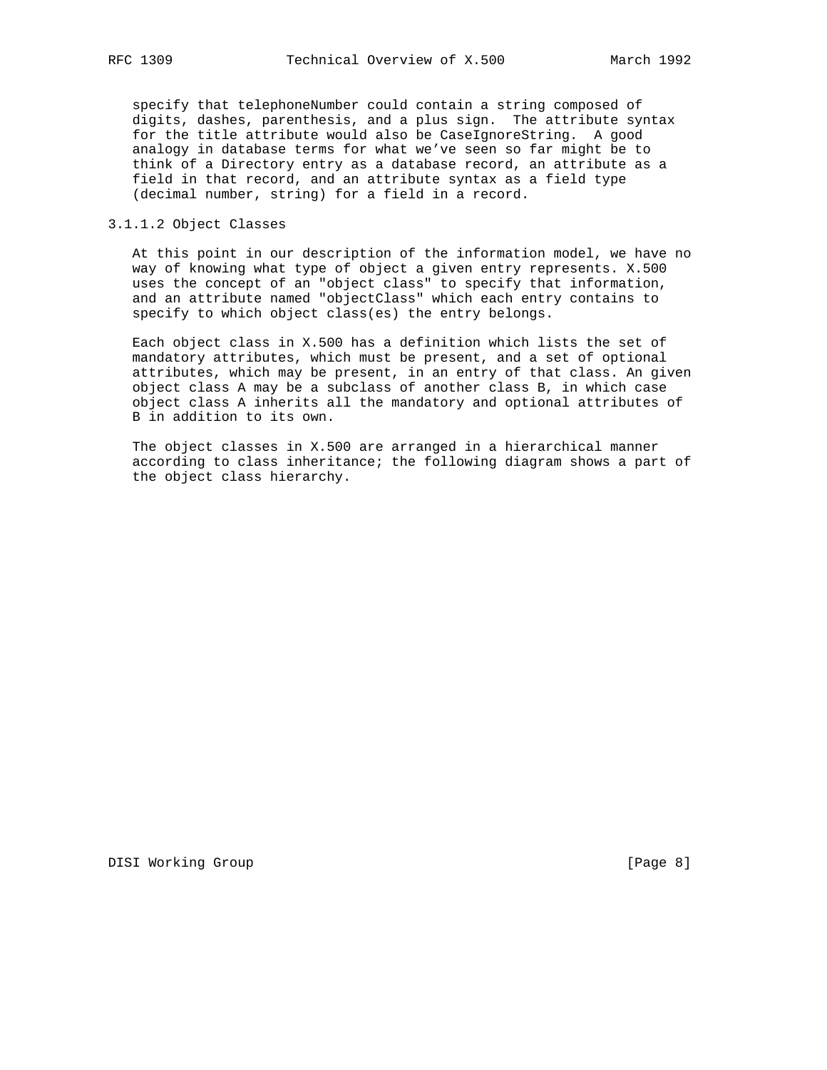specify that telephoneNumber could contain a string composed of digits, dashes, parenthesis, and a plus sign. The attribute syntax for the title attribute would also be CaseIgnoreString. A good analogy in database terms for what we've seen so far might be to think of a Directory entry as a database record, an attribute as a field in that record, and an attribute syntax as a field type (decimal number, string) for a field in a record.

#### 3.1.1.2 Object Classes

At this point in our description of the information model, we have no way of knowing what type of object a given entry represents. X.500 uses the concept of an "object class" to specify that information, and an attribute named "objectClass" which each entry contains to specify to which object class(es) the entry belongs.

Each object class in X.500 has a definition which lists the set of mandatory attributes, which must be present, and a set of optional attributes, which may be present, in an entry of that class. An given object class A may be a subclass of another class B, in which case object class A inherits all the mandatory and optional attributes of B in addition to its own.

The object classes in X.500 are arranged in a hierarchical manner according to class inheritance; the following diagram shows a part of the object class hierarchy.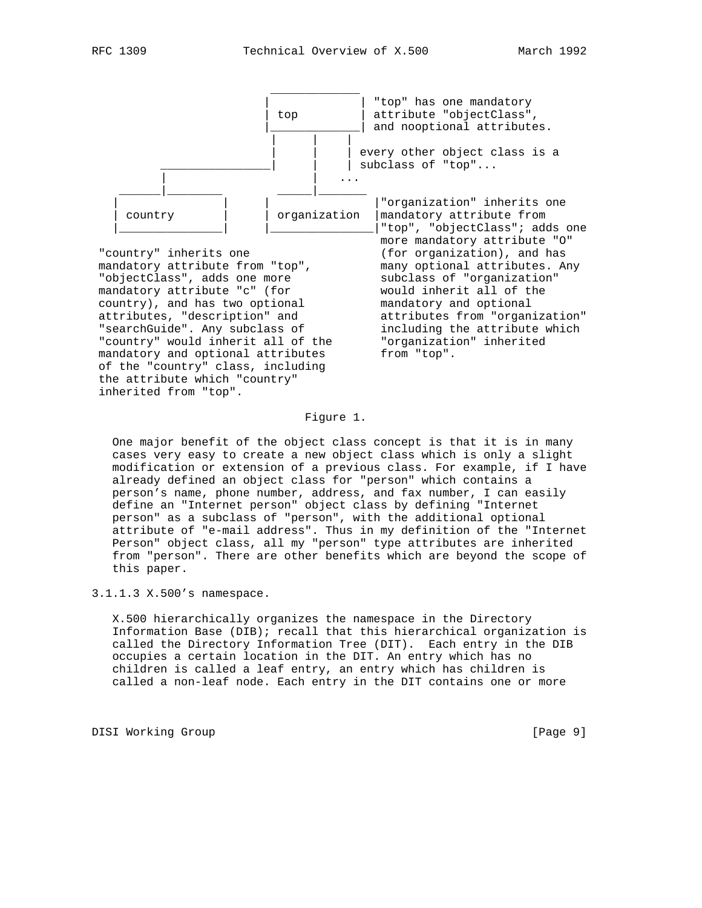```
                        _____________
                       |             | "top" has one mandatory
                       | top         | attribute "objectClass",
                       |_____________| and nooptional attributes.
                        |     |     |
                        |     |     | every other object class is a
        ________________|     |     | subclass of "top"...
       |                      |   ...
 ______|________        _____|_______
|               |     |               |"organization" inherits one
| country       |     | organization  |mandatory attribute from
|_______________|     |_______________|"top", "objectClass"; adds one
                                        more mandatory attribute "O"
 "country" inherits one                 (for organization), and has
 mandatory attribute from "top",        many optional attributes. Any
 "objectClass", adds one more           subclass of "organization"
 mandatory attribute "c" (for           would inherit all of the
 country), and has two optional         mandatory and optional
 attributes, "description" and          attributes from "organization"
 "searchGuide". Any subclass of         including the attribute which
 "country" would inherit all of the     "organization" inherited
 mandatory and optional attributes      from "top".
 of the "country" class, including
 the attribute which "country"
 inherited from "top".
```

Figure 1.

One major benefit of the object class concept is that it is in many cases very easy to create a new object class which is only a slight modification or extension of a previous class. For example, if I have already defined an object class for "person" which contains a person's name, phone number, address, and fax number, I can easily define an "Internet person" object class by defining "Internet person" as a subclass of "person", with the additional optional attribute of "e-mail address". Thus in my definition of the "Internet Person" object class, all my "person" type attributes are inherited from "person". There are other benefits which are beyond the scope of this paper.

#### 3.1.1.3 X.500's namespace.

X.500 hierarchically organizes the namespace in the Directory Information Base (DIB); recall that this hierarchical organization is called the Directory Information Tree (DIT). Each entry in the DIB occupies a certain location in the DIT. An entry which has no children is called a leaf entry, an entry which has children is called a non-leaf node. Each entry in the DIT contains one or more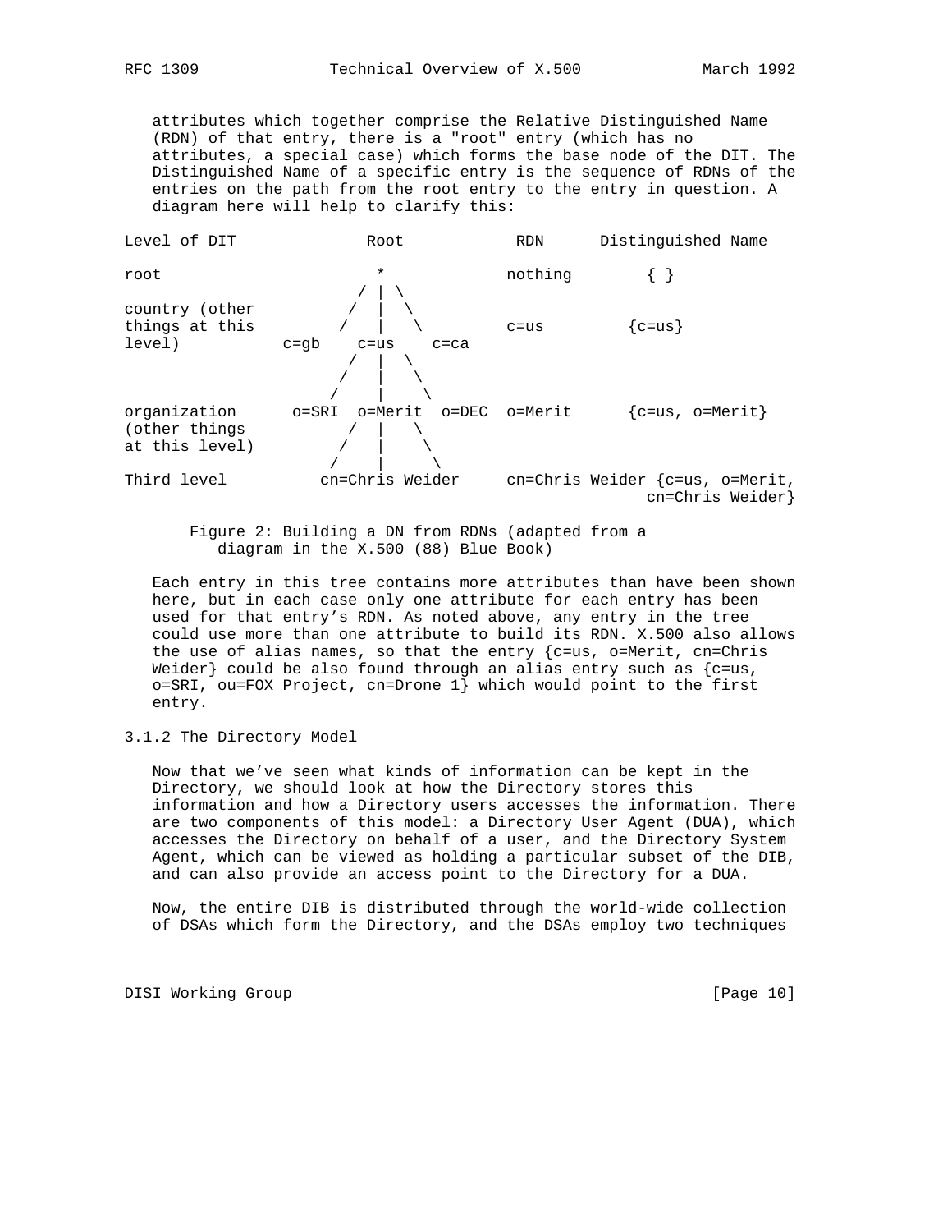attributes which together comprise the Relative Distinguished Name (RDN) of that entry, there is a "root" entry (which has no attributes, a special case) which forms the base node of the DIT. The Distinguished Name of a specific entry is the sequence of RDNs of the entries on the path from the root entry to the entry in question. A diagram here will help to clarify this:

```
Level of DIT              Root            RDN      Distinguished Name

root                        *             nothing        { }
                          / | \
country (other           /  |  \
things at this          /   |   \         c=us         {c=us}
level)          c=gb    c=us    c=ca
                         /  |  \
                        /   |   \
                       /    |    \
organization      o=SRI  o=Merit  o=DEC  o=Merit      {c=us, o=Merit}
(other things           /   |   \
at this level)         /    |    \
                      /     |     \
Third level          cn=Chris Weider     cn=Chris Weider {c=us, o=Merit,
                                                      cn=Chris Weider}
```

Figure 2: Building a DN from RDNs (adapted from a diagram in the X.500 (88) Blue Book)

Each entry in this tree contains more attributes than have been shown here, but in each case only one attribute for each entry has been used for that entry's RDN. As noted above, any entry in the tree could use more than one attribute to build its RDN. X.500 also allows the use of alias names, so that the entry {c=us, o=Merit, cn=Chris Weider} could be also found through an alias entry such as {c=us, o=SRI, ou=FOX Project, cn=Drone 1} which would point to the first entry.

### 3.1.2 The Directory Model

Now that we've seen what kinds of information can be kept in the Directory, we should look at how the Directory stores this information and how a Directory users accesses the information. There are two components of this model: a Directory User Agent (DUA), which accesses the Directory on behalf of a user, and the Directory System Agent, which can be viewed as holding a particular subset of the DIB, and can also provide an access point to the Directory for a DUA.

Now, the entire DIB is distributed through the world-wide collection of DSAs which form the Directory, and the DSAs employ two techniques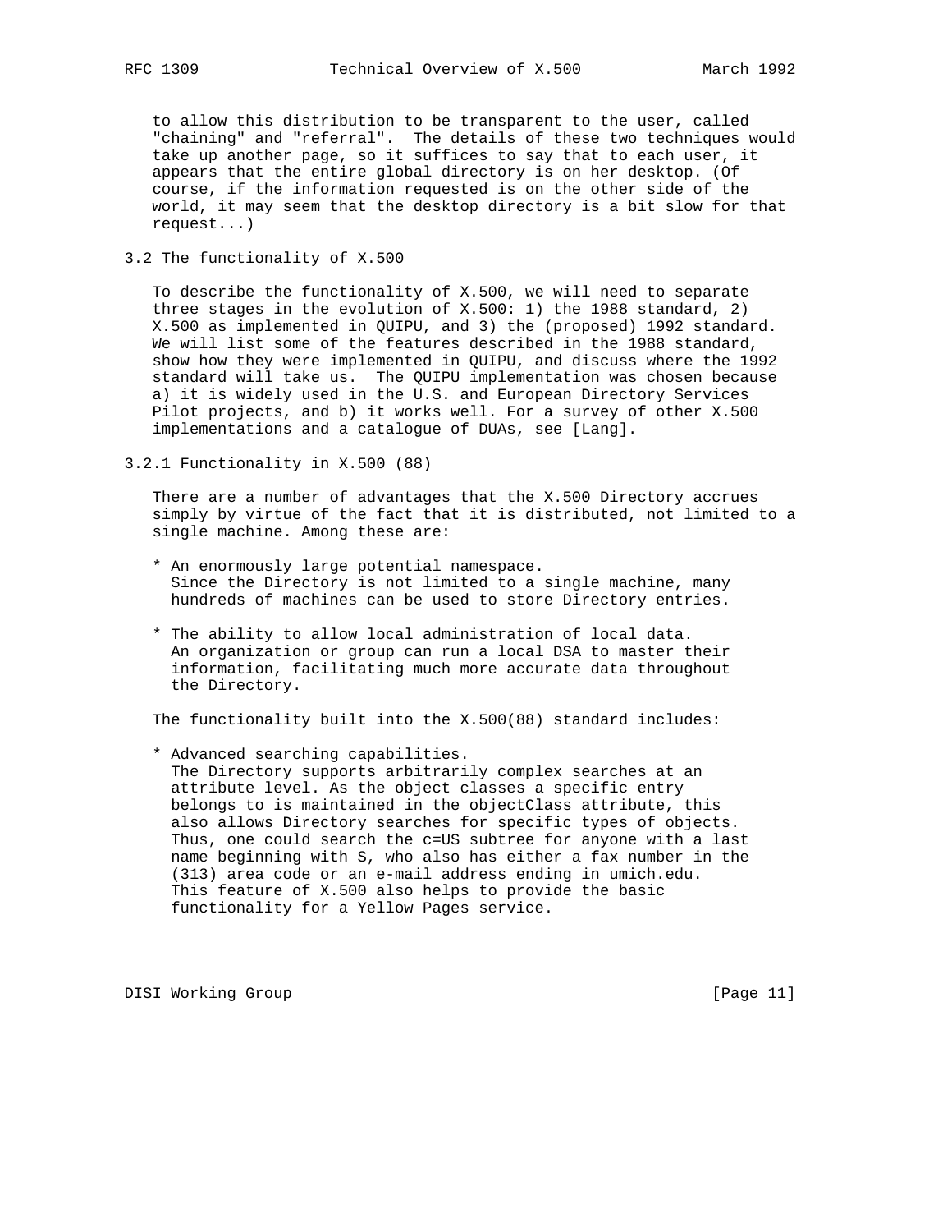to allow this distribution to be transparent to the user, called "chaining" and "referral". The details of these two techniques would take up another page, so it suffices to say that to each user, it appears that the entire global directory is on her desktop. (Of course, if the information requested is on the other side of the world, it may seem that the desktop directory is a bit slow for that request...)

### 3.2 The functionality of X.500

To describe the functionality of X.500, we will need to separate three stages in the evolution of X.500: 1) the 1988 standard, 2) X.500 as implemented in QUIPU, and 3) the (proposed) 1992 standard. We will list some of the features described in the 1988 standard, show how they were implemented in QUIPU, and discuss where the 1992 standard will take us. The QUIPU implementation was chosen because a) it is widely used in the U.S. and European Directory Services Pilot projects, and b) it works well. For a survey of other X.500 implementations and a catalogue of DUAs, see [Lang].

#### 3.2.1 Functionality in X.500 (88)

There are a number of advantages that the X.500 Directory accrues simply by virtue of the fact that it is distributed, not limited to a single machine. Among these are:

* An enormously large potential namespace.
  Since the Directory is not limited to a single machine, many hundreds of machines can be used to store Directory entries.

* The ability to allow local administration of local data.
  An organization or group can run a local DSA to master their information, facilitating much more accurate data throughout the Directory.

The functionality built into the X.500(88) standard includes:

* Advanced searching capabilities.
  The Directory supports arbitrarily complex searches at an attribute level. As the object classes a specific entry belongs to is maintained in the objectClass attribute, this also allows Directory searches for specific types of objects. Thus, one could search the c=US subtree for anyone with a last name beginning with S, who also has either a fax number in the (313) area code or an e-mail address ending in umich.edu. This feature of X.500 also helps to provide the basic functionality for a Yellow Pages service.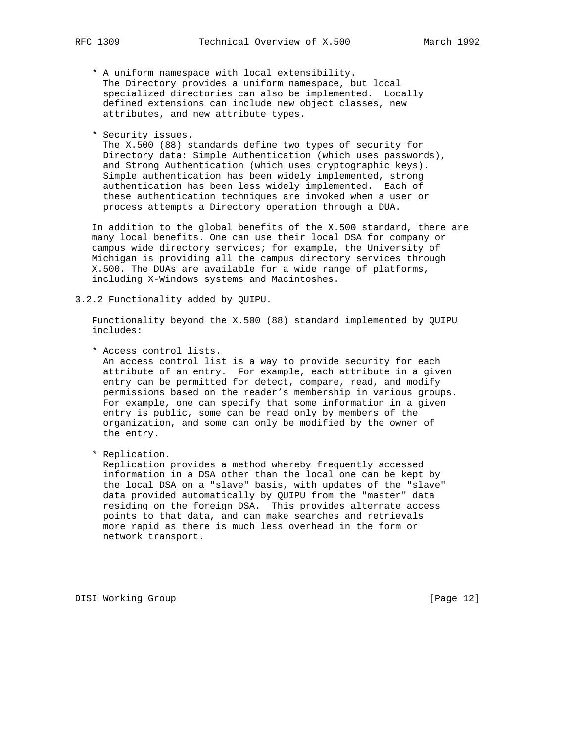* A uniform namespace with local extensibility.
  The Directory provides a uniform namespace, but local specialized directories can also be implemented. Locally defined extensions can include new object classes, new attributes, and new attribute types.

* Security issues.
  The X.500 (88) standards define two types of security for Directory data: Simple Authentication (which uses passwords), and Strong Authentication (which uses cryptographic keys). Simple authentication has been widely implemented, strong authentication has been less widely implemented. Each of these authentication techniques are invoked when a user or process attempts a Directory operation through a DUA.

In addition to the global benefits of the X.500 standard, there are many local benefits. One can use their local DSA for company or campus wide directory services; for example, the University of Michigan is providing all the campus directory services through X.500. The DUAs are available for a wide range of platforms, including X-Windows systems and Macintoshes.

### 3.2.2 Functionality added by QUIPU.

Functionality beyond the X.500 (88) standard implemented by QUIPU includes:

* Access control lists.
  An access control list is a way to provide security for each attribute of an entry. For example, each attribute in a given entry can be permitted for detect, compare, read, and modify permissions based on the reader’s membership in various groups. For example, one can specify that some information in a given entry is public, some can be read only by members of the organization, and some can only be modified by the owner of the entry.

* Replication.
  Replication provides a method whereby frequently accessed information in a DSA other than the local one can be kept by the local DSA on a "slave" basis, with updates of the "slave" data provided automatically by QUIPU from the "master" data residing on the foreign DSA. This provides alternate access points to that data, and can make searches and retrievals more rapid as there is much less overhead in the form or network transport.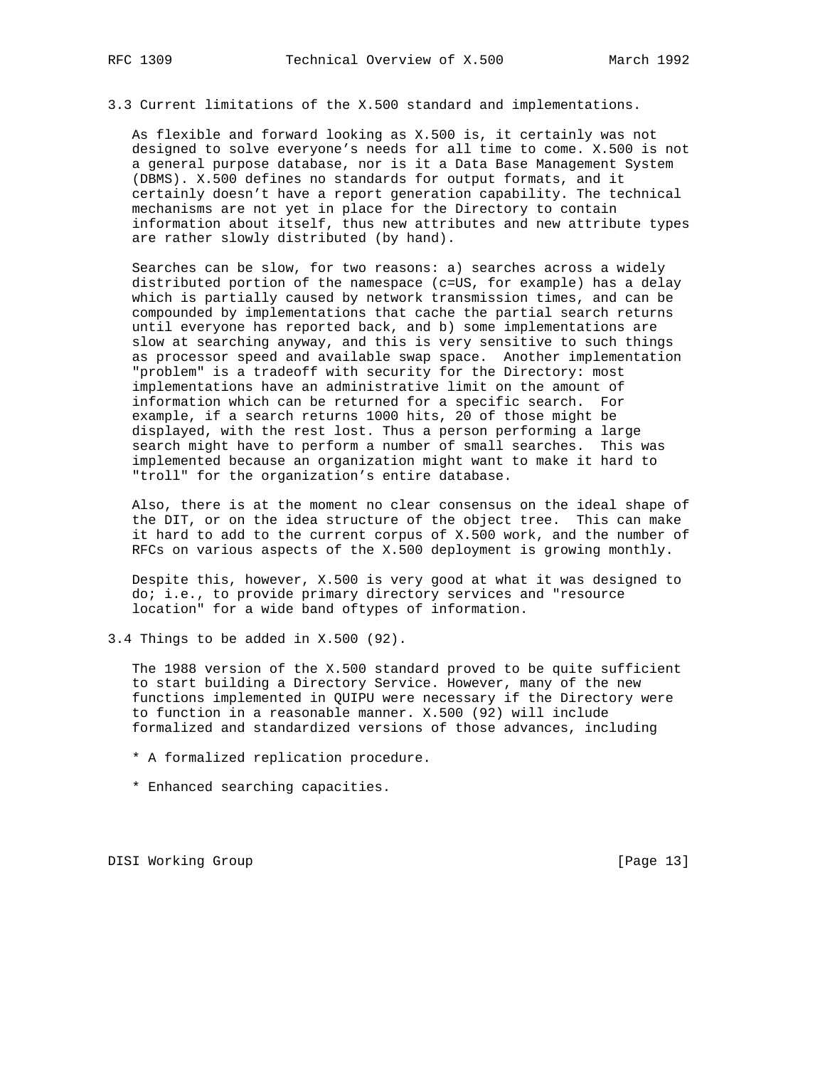### 3.3 Current limitations of the X.500 standard and implementations.

As flexible and forward looking as X.500 is, it certainly was not designed to solve everyone’s needs for all time to come. X.500 is not a general purpose database, nor is it a Data Base Management System (DBMS). X.500 defines no standards for output formats, and it certainly doesn’t have a report generation capability. The technical mechanisms are not yet in place for the Directory to contain information about itself, thus new attributes and new attribute types are rather slowly distributed (by hand).

Searches can be slow, for two reasons: a) searches across a widely distributed portion of the namespace (c=US, for example) has a delay which is partially caused by network transmission times, and can be compounded by implementations that cache the partial search returns until everyone has reported back, and b) some implementations are slow at searching anyway, and this is very sensitive to such things as processor speed and available swap space. Another implementation "problem" is a tradeoff with security for the Directory: most implementations have an administrative limit on the amount of information which can be returned for a specific search. For example, if a search returns 1000 hits, 20 of those might be displayed, with the rest lost. Thus a person performing a large search might have to perform a number of small searches. This was implemented because an organization might want to make it hard to "troll" for the organization’s entire database.

Also, there is at the moment no clear consensus on the ideal shape of the DIT, or on the idea structure of the object tree. This can make it hard to add to the current corpus of X.500 work, and the number of RFCs on various aspects of the X.500 deployment is growing monthly.

Despite this, however, X.500 is very good at what it was designed to do; i.e., to provide primary directory services and "resource location" for a wide band oftypes of information.

### 3.4 Things to be added in X.500 (92).

The 1988 version of the X.500 standard proved to be quite sufficient to start building a Directory Service. However, many of the new functions implemented in QUIPU were necessary if the Directory were to function in a reasonable manner. X.500 (92) will include formalized and standardized versions of those advances, including

* A formalized replication procedure.

* Enhanced searching capacities.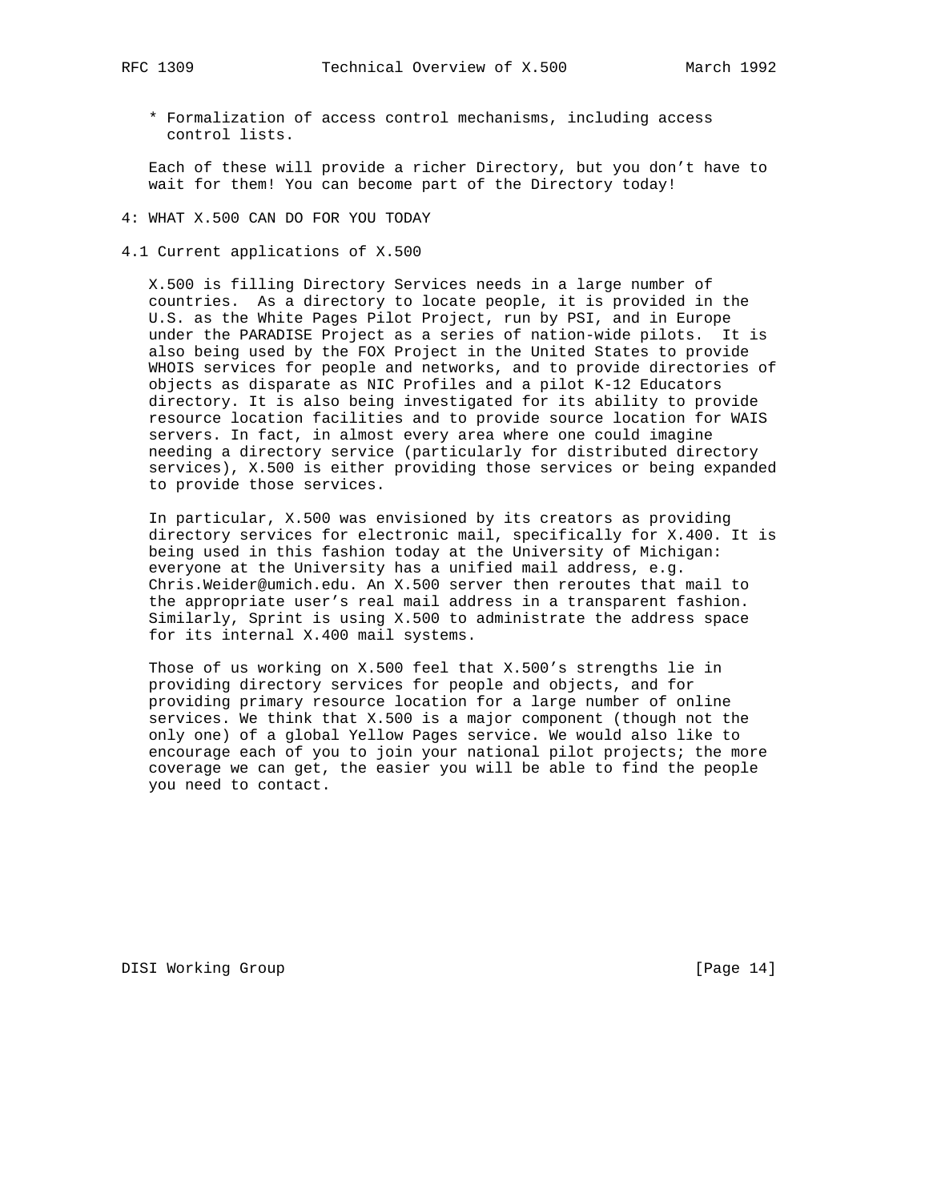* Formalization of access control mechanisms, including access control lists.

Each of these will provide a richer Directory, but you don't have to wait for them! You can become part of the Directory today!

# 4: WHAT X.500 CAN DO FOR YOU TODAY

## 4.1 Current applications of X.500

X.500 is filling Directory Services needs in a large number of countries. As a directory to locate people, it is provided in the U.S. as the White Pages Pilot Project, run by PSI, and in Europe under the PARADISE Project as a series of nation-wide pilots. It is also being used by the FOX Project in the United States to provide WHOIS services for people and networks, and to provide directories of objects as disparate as NIC Profiles and a pilot K-12 Educators directory. It is also being investigated for its ability to provide resource location facilities and to provide source location for WAIS servers. In fact, in almost every area where one could imagine needing a directory service (particularly for distributed directory services), X.500 is either providing those services or being expanded to provide those services.

In particular, X.500 was envisioned by its creators as providing directory services for electronic mail, specifically for X.400. It is being used in this fashion today at the University of Michigan: everyone at the University has a unified mail address, e.g. Chris.Weider@umich.edu. An X.500 server then reroutes that mail to the appropriate user's real mail address in a transparent fashion. Similarly, Sprint is using X.500 to administrate the address space for its internal X.400 mail systems.

Those of us working on X.500 feel that X.500's strengths lie in providing directory services for people and objects, and for providing primary resource location for a large number of online services. We think that X.500 is a major component (though not the only one) of a global Yellow Pages service. We would also like to encourage each of you to join your national pilot projects; the more coverage we can get, the easier you will be able to find the people you need to contact.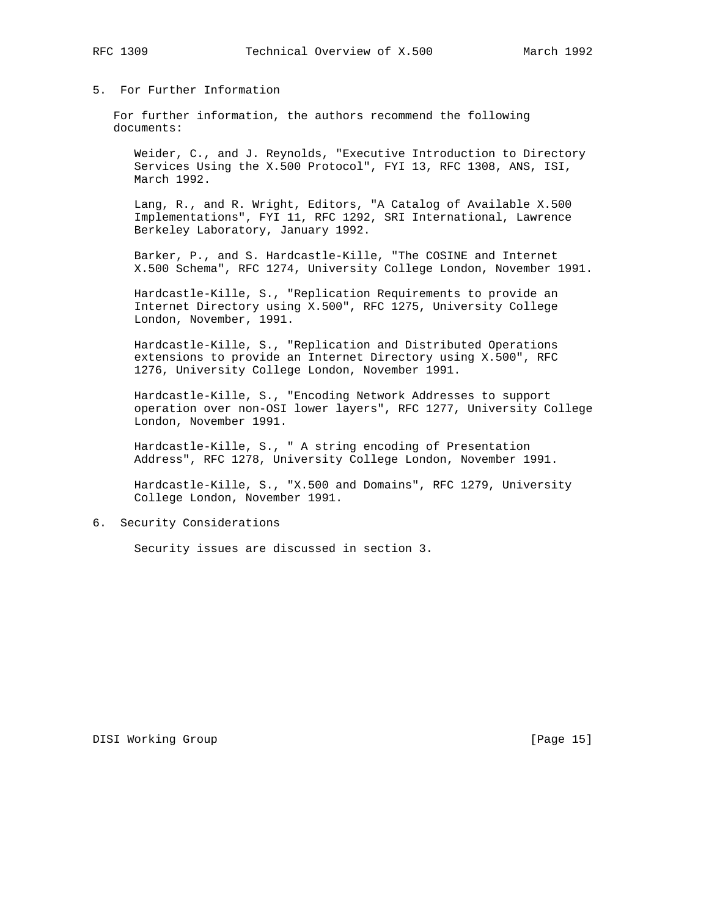## 5. For Further Information

For further information, the authors recommend the following documents:

Weider, C., and J. Reynolds, "Executive Introduction to Directory Services Using the X.500 Protocol", FYI 13, RFC 1308, ANS, ISI, March 1992.

Lang, R., and R. Wright, Editors, "A Catalog of Available X.500 Implementations", FYI 11, RFC 1292, SRI International, Lawrence Berkeley Laboratory, January 1992.

Barker, P., and S. Hardcastle-Kille, "The COSINE and Internet X.500 Schema", RFC 1274, University College London, November 1991.

Hardcastle-Kille, S., "Replication Requirements to provide an Internet Directory using X.500", RFC 1275, University College London, November, 1991.

Hardcastle-Kille, S., "Replication and Distributed Operations extensions to provide an Internet Directory using X.500", RFC 1276, University College London, November 1991.

Hardcastle-Kille, S., "Encoding Network Addresses to support operation over non-OSI lower layers", RFC 1277, University College London, November 1991.

Hardcastle-Kille, S., " A string encoding of Presentation Address", RFC 1278, University College London, November 1991.

Hardcastle-Kille, S., "X.500 and Domains", RFC 1279, University College London, November 1991.

## 6. Security Considerations

Security issues are discussed in section 3.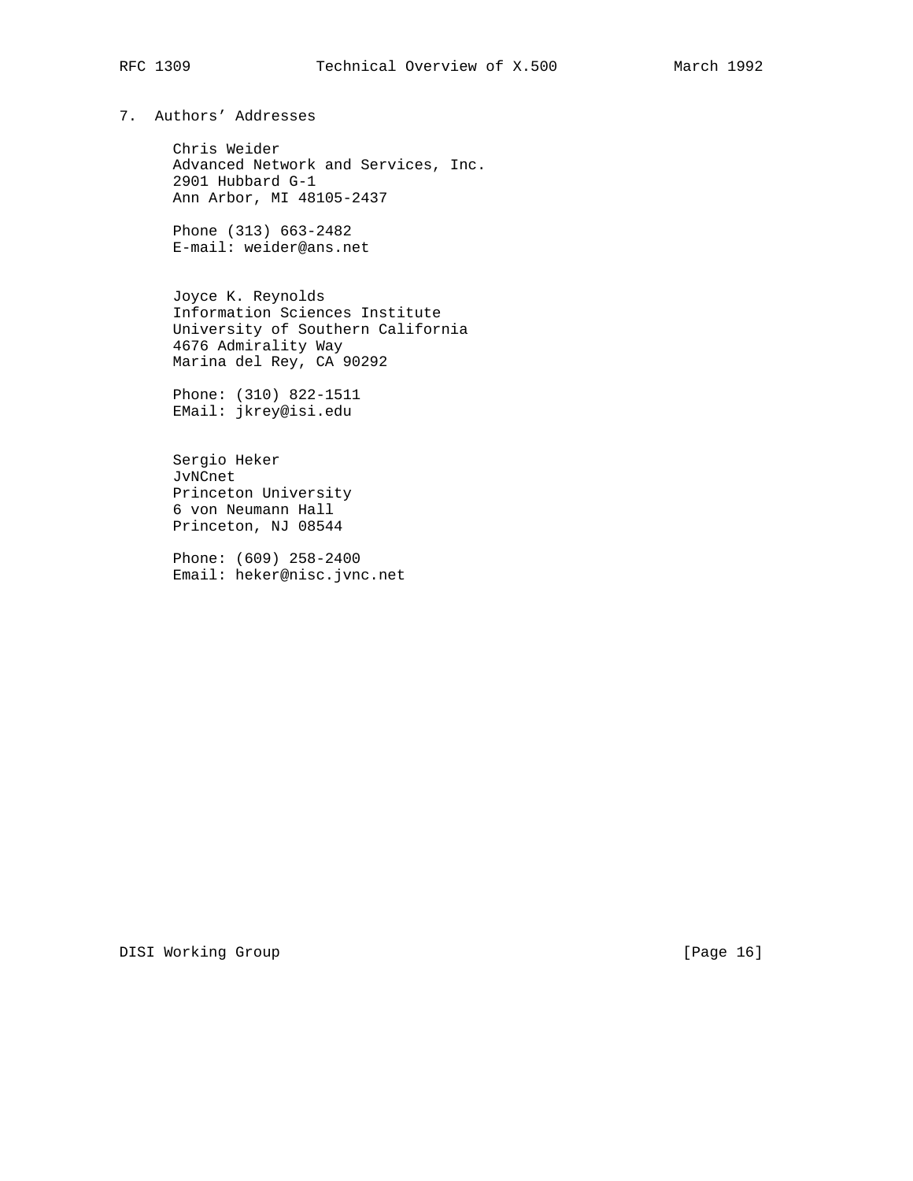## 7. Authors' Addresses

Chris Weider
Advanced Network and Services, Inc.
2901 Hubbard G-1
Ann Arbor, MI 48105-2437

Phone (313) 663-2482
E-mail: weider@ans.net

Joyce K. Reynolds
Information Sciences Institute
University of Southern California
4676 Admirality Way
Marina del Rey, CA 90292

Phone: (310) 822-1511
EMail: jkrey@isi.edu

Sergio Heker
JvNCnet
Princeton University
6 von Neumann Hall
Princeton, NJ 08544

Phone: (609) 258-2400
Email: heker@nisc.jvnc.net